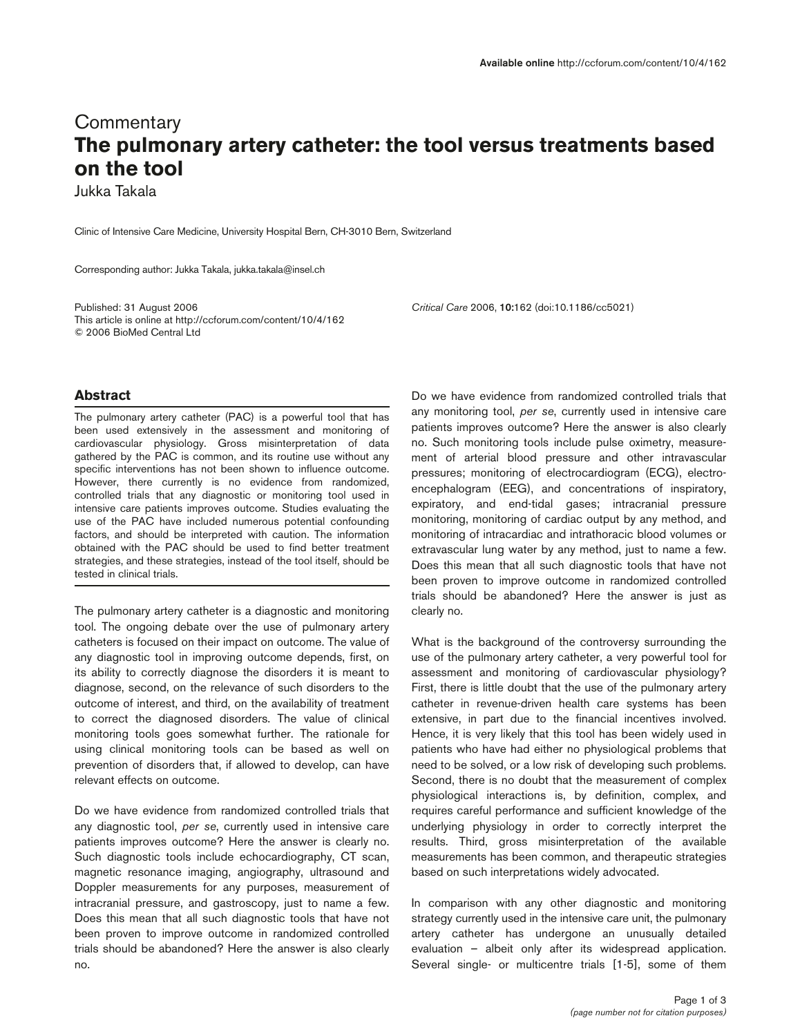Commentary

# The pulmonary artery catheter: the tool versus treatments based on the tool

Jukka Takala

Clinic of Intensive Care Medicine, University Hospital Bern, CH-3010 Bern, Switzerland

Corresponding author: Jukka Takala, jukka.takala@insel.ch

Published: 31 August 2006

This article is online at http://ccforum.com/content/10/4/162

© 2006 BioMed Central Ltd

*Critical Care* 2006, **10:**162 (doi:10.1186/cc5021)

## Abstract

The pulmonary artery catheter (PAC) is a powerful tool that has been used extensively in the assessment and monitoring of cardiovascular physiology. Gross misinterpretation of data gathered by the PAC is common, and its routine use without any specific interventions has not been shown to influence outcome. However, there currently is no evidence from randomized, controlled trials that any diagnostic or monitoring tool used in intensive care patients improves outcome. Studies evaluating the use of the PAC have included numerous potential confounding factors, and should be interpreted with caution. The information obtained with the PAC should be used to find better treatment strategies, and these strategies, instead of the tool itself, should be tested in clinical trials.

The pulmonary artery catheter is a diagnostic and monitoring tool. The ongoing debate over the use of pulmonary artery catheters is focused on their impact on outcome. The value of any diagnostic tool in improving outcome depends, first, on its ability to correctly diagnose the disorders it is meant to diagnose, second, on the relevance of such disorders to the outcome of interest, and third, on the availability of treatment to correct the diagnosed disorders. The value of clinical monitoring tools goes somewhat further. The rationale for using clinical monitoring tools can be based as well on prevention of disorders that, if allowed to develop, can have relevant effects on outcome.

Do we have evidence from randomized controlled trials that any diagnostic tool, *per se*, currently used in intensive care patients improves outcome? Here the answer is clearly no. Such diagnostic tools include echocardiography, CT scan, magnetic resonance imaging, angiography, ultrasound and Doppler measurements for any purposes, measurement of intracranial pressure, and gastroscopy, just to name a few. Does this mean that all such diagnostic tools that have not been proven to improve outcome in randomized controlled trials should be abandoned? Here the answer is also clearly no.

Do we have evidence from randomized controlled trials that any monitoring tool, *per se*, currently used in intensive care patients improves outcome? Here the answer is also clearly no. Such monitoring tools include pulse oximetry, measurement of arterial blood pressure and other intravascular pressures; monitoring of electrocardiogram (ECG), electroencephalogram (EEG), and concentrations of inspiratory, expiratory, and end-tidal gases; intracranial pressure monitoring, monitoring of cardiac output by any method, and monitoring of intracardiac and intrathoracic blood volumes or extravascular lung water by any method, just to name a few. Does this mean that all such diagnostic tools that have not been proven to improve outcome in randomized controlled trials should be abandoned? Here the answer is just as clearly no.

What is the background of the controversy surrounding the use of the pulmonary artery catheter, a very powerful tool for assessment and monitoring of cardiovascular physiology? First, there is little doubt that the use of the pulmonary artery catheter in revenue-driven health care systems has been extensive, in part due to the financial incentives involved. Hence, it is very likely that this tool has been widely used in patients who have had either no physiological problems that need to be solved, or a low risk of developing such problems. Second, there is no doubt that the measurement of complex physiological interactions is, by definition, complex, and requires careful performance and sufficient knowledge of the underlying physiology in order to correctly interpret the results. Third, gross misinterpretation of the available measurements has been common, and therapeutic strategies based on such interpretations widely advocated.

In comparison with any other diagnostic and monitoring strategy currently used in the intensive care unit, the pulmonary artery catheter has undergone an unusually detailed evaluation – albeit only after its widespread application. Several single- or multicentre trials [1-5], some of them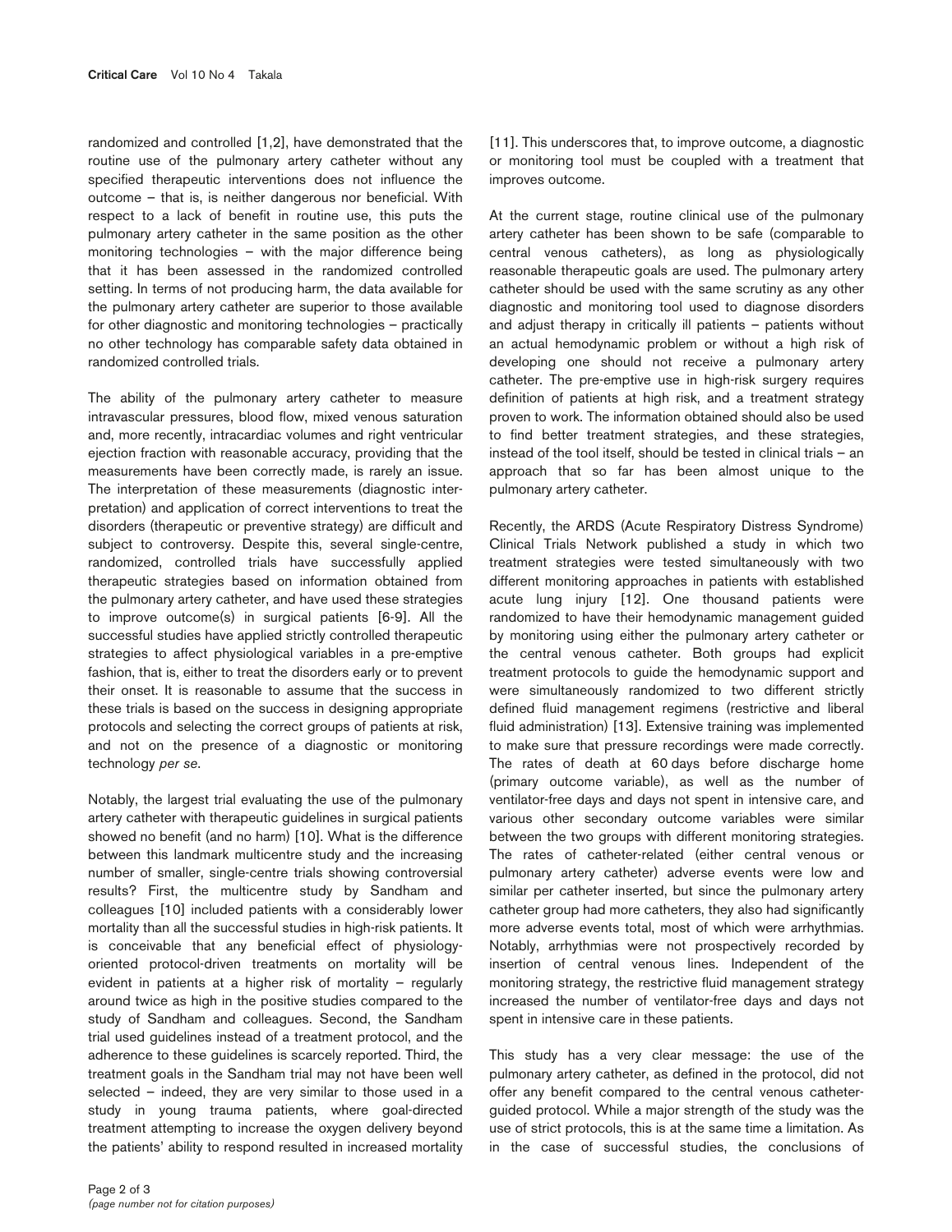randomized and controlled [1,2], have demonstrated that the routine use of the pulmonary artery catheter without any specified therapeutic interventions does not influence the outcome – that is, is neither dangerous nor beneficial. With respect to a lack of benefit in routine use, this puts the pulmonary artery catheter in the same position as the other monitoring technologies – with the major difference being that it has been assessed in the randomized controlled setting. In terms of not producing harm, the data available for the pulmonary artery catheter are superior to those available for other diagnostic and monitoring technologies – practically no other technology has comparable safety data obtained in randomized controlled trials.

The ability of the pulmonary artery catheter to measure intravascular pressures, blood flow, mixed venous saturation and, more recently, intracardiac volumes and right ventricular ejection fraction with reasonable accuracy, providing that the measurements have been correctly made, is rarely an issue. The interpretation of these measurements (diagnostic interpretation) and application of correct interventions to treat the disorders (therapeutic or preventive strategy) are difficult and subject to controversy. Despite this, several single-centre, randomized, controlled trials have successfully applied therapeutic strategies based on information obtained from the pulmonary artery catheter, and have used these strategies to improve outcome(s) in surgical patients [6-9]. All the successful studies have applied strictly controlled therapeutic strategies to affect physiological variables in a pre-emptive fashion, that is, either to treat the disorders early or to prevent their onset. It is reasonable to assume that the success in these trials is based on the success in designing appropriate protocols and selecting the correct groups of patients at risk, and not on the presence of a diagnostic or monitoring technology *per se*.

Notably, the largest trial evaluating the use of the pulmonary artery catheter with therapeutic guidelines in surgical patients showed no benefit (and no harm) [10]. What is the difference between this landmark multicentre study and the increasing number of smaller, single-centre trials showing controversial results? First, the multicentre study by Sandham and colleagues [10] included patients with a considerably lower mortality than all the successful studies in high-risk patients. It is conceivable that any beneficial effect of physiology-oriented protocol-driven treatments on mortality will be evident in patients at a higher risk of mortality – regularly around twice as high in the positive studies compared to the study of Sandham and colleagues. Second, the Sandham trial used guidelines instead of a treatment protocol, and the adherence to these guidelines is scarcely reported. Third, the treatment goals in the Sandham trial may not have been well selected – indeed, they are very similar to those used in a study in young trauma patients, where goal-directed treatment attempting to increase the oxygen delivery beyond the patients' ability to respond resulted in increased mortality [11]. This underscores that, to improve outcome, a diagnostic or monitoring tool must be coupled with a treatment that improves outcome.

At the current stage, routine clinical use of the pulmonary artery catheter has been shown to be safe (comparable to central venous catheters), as long as physiologically reasonable therapeutic goals are used. The pulmonary artery catheter should be used with the same scrutiny as any other diagnostic and monitoring tool used to diagnose disorders and adjust therapy in critically ill patients – patients without an actual hemodynamic problem or without a high risk of developing one should not receive a pulmonary artery catheter. The pre-emptive use in high-risk surgery requires definition of patients at high risk, and a treatment strategy proven to work. The information obtained should also be used to find better treatment strategies, and these strategies, instead of the tool itself, should be tested in clinical trials – an approach that so far has been almost unique to the pulmonary artery catheter.

Recently, the ARDS (Acute Respiratory Distress Syndrome) Clinical Trials Network published a study in which two treatment strategies were tested simultaneously with two different monitoring approaches in patients with established acute lung injury [12]. One thousand patients were randomized to have their hemodynamic management guided by monitoring using either the pulmonary artery catheter or the central venous catheter. Both groups had explicit treatment protocols to guide the hemodynamic support and were simultaneously randomized to two different strictly defined fluid management regimens (restrictive and liberal fluid administration) [13]. Extensive training was implemented to make sure that pressure recordings were made correctly. The rates of death at 60 days before discharge home (primary outcome variable), as well as the number of ventilator-free days and days not spent in intensive care, and various other secondary outcome variables were similar between the two groups with different monitoring strategies. The rates of catheter-related (either central venous or pulmonary artery catheter) adverse events were low and similar per catheter inserted, but since the pulmonary artery catheter group had more catheters, they also had significantly more adverse events total, most of which were arrhythmias. Notably, arrhythmias were not prospectively recorded by insertion of central venous lines. Independent of the monitoring strategy, the restrictive fluid management strategy increased the number of ventilator-free days and days not spent in intensive care in these patients.

This study has a very clear message: the use of the pulmonary artery catheter, as defined in the protocol, did not offer any benefit compared to the central venous catheter-guided protocol. While a major strength of the study was the use of strict protocols, this is at the same time a limitation. As in the case of successful studies, the conclusions of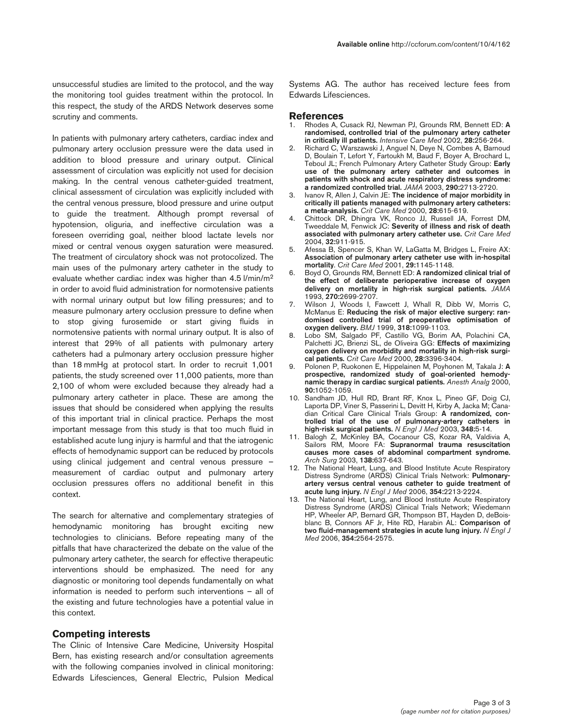unsuccessful studies are limited to the protocol, and the way the monitoring tool guides treatment within the protocol. In this respect, the study of the ARDS Network deserves some scrutiny and comments.

In patients with pulmonary artery catheters, cardiac index and pulmonary artery occlusion pressure were the data used in addition to blood pressure and urinary output. Clinical assessment of circulation was explicitly not used for decision making. In the central venous catheter-guided treatment, clinical assessment of circulation was explicitly included with the central venous pressure, blood pressure and urine output to guide the treatment. Although prompt reversal of hypotension, oliguria, and ineffective circulation was a foreseen overriding goal, neither blood lactate levels nor mixed or central venous oxygen saturation were measured. The treatment of circulatory shock was not protocolized. The main uses of the pulmonary artery catheter in the study to evaluate whether cardiac index was higher than 4.5 l/min/m$^2$ in order to avoid fluid administration for normotensive patients with normal urinary output but low filling pressures; and to measure pulmonary artery occlusion pressure to define when to stop giving furosemide or start giving fluids in normotensive patients with normal urinary output. It is also of interest that 29% of all patients with pulmonary artery catheters had a pulmonary artery occlusion pressure higher than 18 mmHg at protocol start. In order to recruit 1,001 patients, the study screened over 11,000 patients, more than 2,100 of whom were excluded because they already had a pulmonary artery catheter in place. These are among the issues that should be considered when applying the results of this important trial in clinical practice. Perhaps the most important message from this study is that too much fluid in established acute lung injury is harmful and that the iatrogenic effects of hemodynamic support can be reduced by protocols using clinical judgement and central venous pressure – measurement of cardiac output and pulmonary artery occlusion pressures offers no additional benefit in this context.

The search for alternative and complementary strategies of hemodynamic monitoring has brought exciting new technologies to clinicians. Before repeating many of the pitfalls that have characterized the debate on the value of the pulmonary artery catheter, the search for effective therapeutic interventions should be emphasized. The need for any diagnostic or monitoring tool depends fundamentally on what information is needed to perform such interventions – all of the existing and future technologies have a potential value in this context.

## Competing interests

The Clinic of Intensive Care Medicine, University Hospital Bern, has existing research and/or consultation agreements with the following companies involved in clinical monitoring: Edwards Lifesciences, General Electric, Pulsion Medical Systems AG. The author has received lecture fees from Edwards Lifesciences.

## References

1. Rhodes A, Cusack RJ, Newman PJ, Grounds RM, Bennett ED: **A randomised, controlled trial of the pulmonary artery catheter in critically ill patients.** *Intensive Care Med* 2002, **28:**256-264.
2. Richard C, Warszawski J, Anguel N, Deye N, Combes A, Barnoud D, Boulain T, Lefort Y, Fartoukh M, Baud F, Boyer A, Brochard L, Teboul JL; French Pulmonary Artery Catheter Study Group: **Early use of the pulmonary artery catheter and outcomes in patients with shock and acute respiratory distress syndrome: a randomized controlled trial.** *JAMA* 2003, **290:**2713-2720.
3. Ivanov R, Allen J, Calvin JE: **The incidence of major morbidity in critically ill patients managed with pulmonary artery catheters: a meta-analysis.** *Crit Care Med* 2000, **28:**615-619.
4. Chittock DR, Dhingra VK, Ronco JJ, Russell JA, Forrest DM, Tweeddale M, Fenwick JC: **Severity of illness and risk of death associated with pulmonary artery catheter use.** *Crit Care Med* 2004, **32:**911-915.
5. Afessa B, Spencer S, Khan W, LaGatta M, Bridges L, Freire AX: **Association of pulmonary artery catheter use with in-hospital mortality**. *Crit Care Med* 2001, **29:**1145-1148.
6. Boyd O, Grounds RM, Bennett ED: **A randomized clinical trial of the effect of deliberate perioperative increase of oxygen delivery on mortality in high-risk surgical patients.** *JAMA* 1993, **270:**2699-2707.
7. Wilson J, Woods I, Fawcett J, Whall R, Dibb W, Morris C, McManus E: **Reducing the risk of major elective surgery: randomised controlled trial of preoperative optimisation of oxygen delivery.** *BMJ* 1999, **318:**1099-1103.
8. Lobo SM, Salgado PF, Castillo VG, Borim AA, Polachini CA, Palchetti JC, Brienzi SL, de Oliveira GG: **Effects of maximizing oxygen delivery on morbidity and mortality in high-risk surgical patients.** *Crit Care Med* 2000, **28:**3396-3404.
9. Polonen P, Ruokonen E, Hippelainen M, Poyhonen M, Takala J: **A prospective, randomized study of goal-oriented hemodynamic therapy in cardiac surgical patients.** *Anesth Analg* 2000, **90:**1052-1059.
10. Sandham JD, Hull RD, Brant RF, Knox L, Pineo GF, Doig CJ, Laporta DP, Viner S, Passerini L, Devitt H, Kirby A, Jacka M; Canadian Critical Care Clinical Trials Group: **A randomized, controlled trial of the use of pulmonary-artery catheters in high-risk surgical patients.** *N Engl J Med* 2003, **348:**5-14.
11. Balogh Z, McKinley BA, Cocanour CS, Kozar RA, Valdivia A, Sailors RM, Moore FA: **Supranormal trauma resuscitation causes more cases of abdominal compartment syndrome.** *Arch Surg* 2003, **138:**637-643.
12. The National Heart, Lung, and Blood Institute Acute Respiratory Distress Syndrome (ARDS) Clinical Trials Network: **Pulmonary-artery versus central venous catheter to guide treatment of acute lung injury.** *N Engl J Med* 2006, **354:**2213-2224.
13. The National Heart, Lung, and Blood Institute Acute Respiratory Distress Syndrome (ARDS) Clinical Trials Network; Wiedemann HP, Wheeler AP, Bernard GR, Thompson BT, Hayden D, deBoisblanc B, Connors AF Jr, Hite RD, Harabin AL: **Comparison of two fluid-management strategies in acute lung injury.** *N Engl J Med* 2006, **354:**2564-2575.